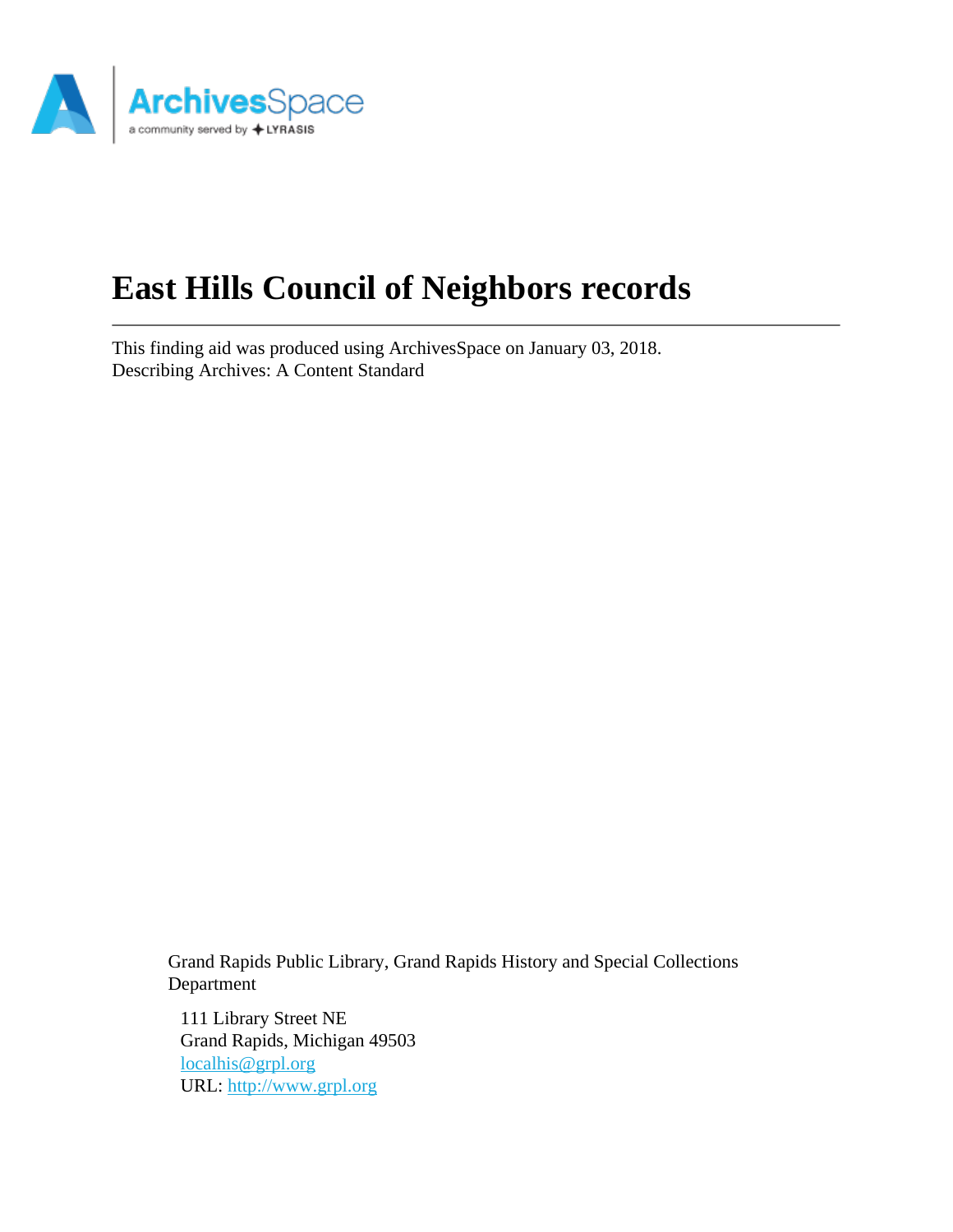ArchivesSpace
a community served by LYRASIS

# East Hills Council of Neighbors records

This finding aid was produced using ArchivesSpace on January 03, 2018.
Describing Archives: A Content Standard

Grand Rapids Public Library, Grand Rapids History and Special Collections Department

111 Library Street NE
Grand Rapids, Michigan 49503
localhis@grpl.org
URL: http://www.grpl.org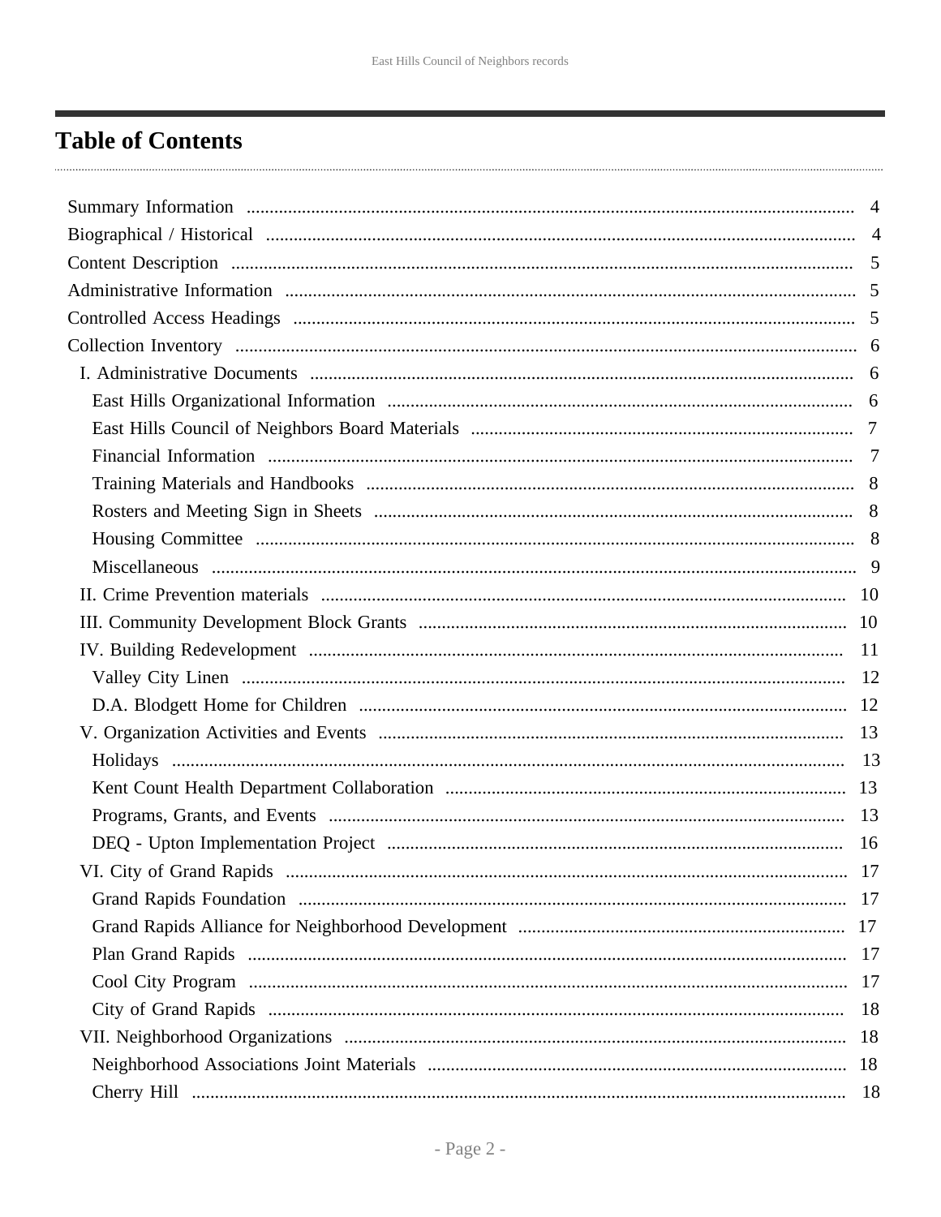# Table of Contents

- Summary Information ..... 4
- Biographical / Historical ..... 4
- Content Description ..... 5
- Administrative Information ..... 5
- Controlled Access Headings ..... 5
- Collection Inventory ..... 6
  - I. Administrative Documents ..... 6
    - East Hills Organizational Information ..... 6
    - East Hills Council of Neighbors Board Materials ..... 7
    - Financial Information ..... 7
    - Training Materials and Handbooks ..... 8
    - Rosters and Meeting Sign in Sheets ..... 8
    - Housing Committee ..... 8
    - Miscellaneous ..... 9
  - II. Crime Prevention materials ..... 10
  - III. Community Development Block Grants ..... 10
  - IV. Building Redevelopment ..... 11
    - Valley City Linen ..... 12
    - D.A. Blodgett Home for Children ..... 12
  - V. Organization Activities and Events ..... 13
    - Holidays ..... 13
    - Kent Count Health Department Collaboration ..... 13
    - Programs, Grants, and Events ..... 13
    - DEQ - Upton Implementation Project ..... 16
  - VI. City of Grand Rapids ..... 17
    - Grand Rapids Foundation ..... 17
    - Grand Rapids Alliance for Neighborhood Development ..... 17
    - Plan Grand Rapids ..... 17
    - Cool City Program ..... 17
    - City of Grand Rapids ..... 18
  - VII. Neighborhood Organizations ..... 18
    - Neighborhood Associations Joint Materials ..... 18
    - Cherry Hill ..... 18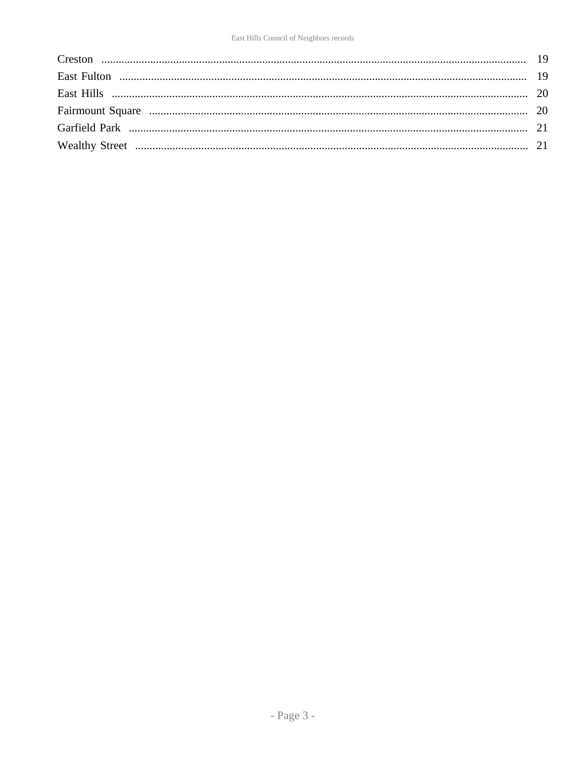Creston ..................................................................................................................................... 19
East Fulton ............................................................................................................................... 19
East Hills .................................................................................................................................. 20
Fairmount Square ..................................................................................................................... 20
Garfield Park ............................................................................................................................ 21
Wealthy Street .......................................................................................................................... 21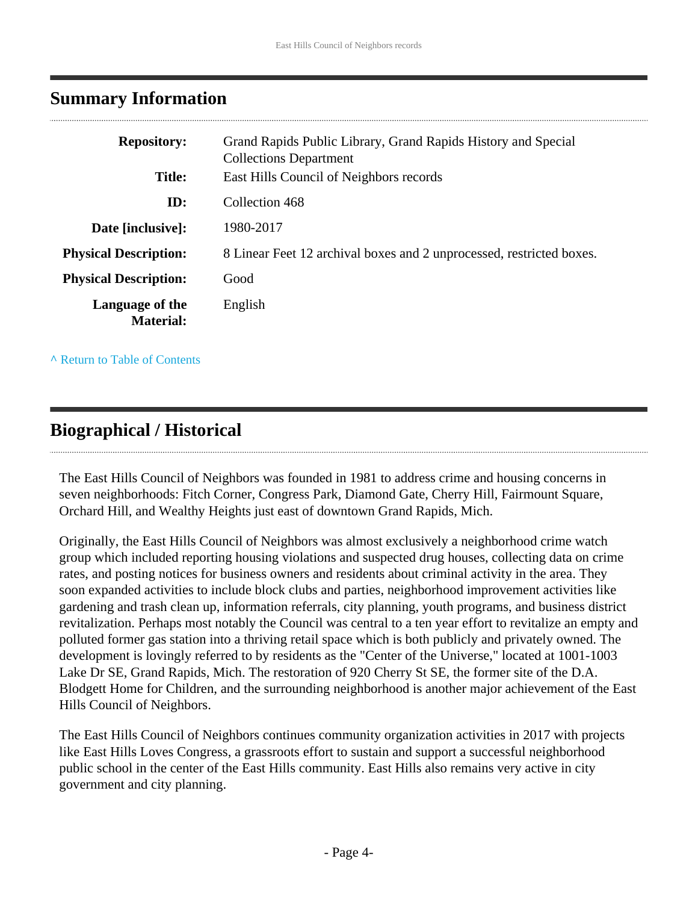## Summary Information

| | |
|---|---|
| **Repository:** | Grand Rapids Public Library, Grand Rapids History and Special Collections Department |
| **Title:** | East Hills Council of Neighbors records |
| **ID:** | Collection 468 |
| **Date [inclusive]:** | 1980-2017 |
| **Physical Description:** | 8 Linear Feet 12 archival boxes and 2 unprocessed, restricted boxes. |
| **Physical Description:** | Good |
| **Language of the Material:** | English |

^ Return to Table of Contents

## Biographical / Historical

The East Hills Council of Neighbors was founded in 1981 to address crime and housing concerns in seven neighborhoods: Fitch Corner, Congress Park, Diamond Gate, Cherry Hill, Fairmount Square, Orchard Hill, and Wealthy Heights just east of downtown Grand Rapids, Mich.

Originally, the East Hills Council of Neighbors was almost exclusively a neighborhood crime watch group which included reporting housing violations and suspected drug houses, collecting data on crime rates, and posting notices for business owners and residents about criminal activity in the area. They soon expanded activities to include block clubs and parties, neighborhood improvement activities like gardening and trash clean up, information referrals, city planning, youth programs, and business district revitalization. Perhaps most notably the Council was central to a ten year effort to revitalize an empty and polluted former gas station into a thriving retail space which is both publicly and privately owned. The development is lovingly referred to by residents as the "Center of the Universe," located at 1001-1003 Lake Dr SE, Grand Rapids, Mich. The restoration of 920 Cherry St SE, the former site of the D.A. Blodgett Home for Children, and the surrounding neighborhood is another major achievement of the East Hills Council of Neighbors.

The East Hills Council of Neighbors continues community organization activities in 2017 with projects like East Hills Loves Congress, a grassroots effort to sustain and support a successful neighborhood public school in the center of the East Hills community. East Hills also remains very active in city government and city planning.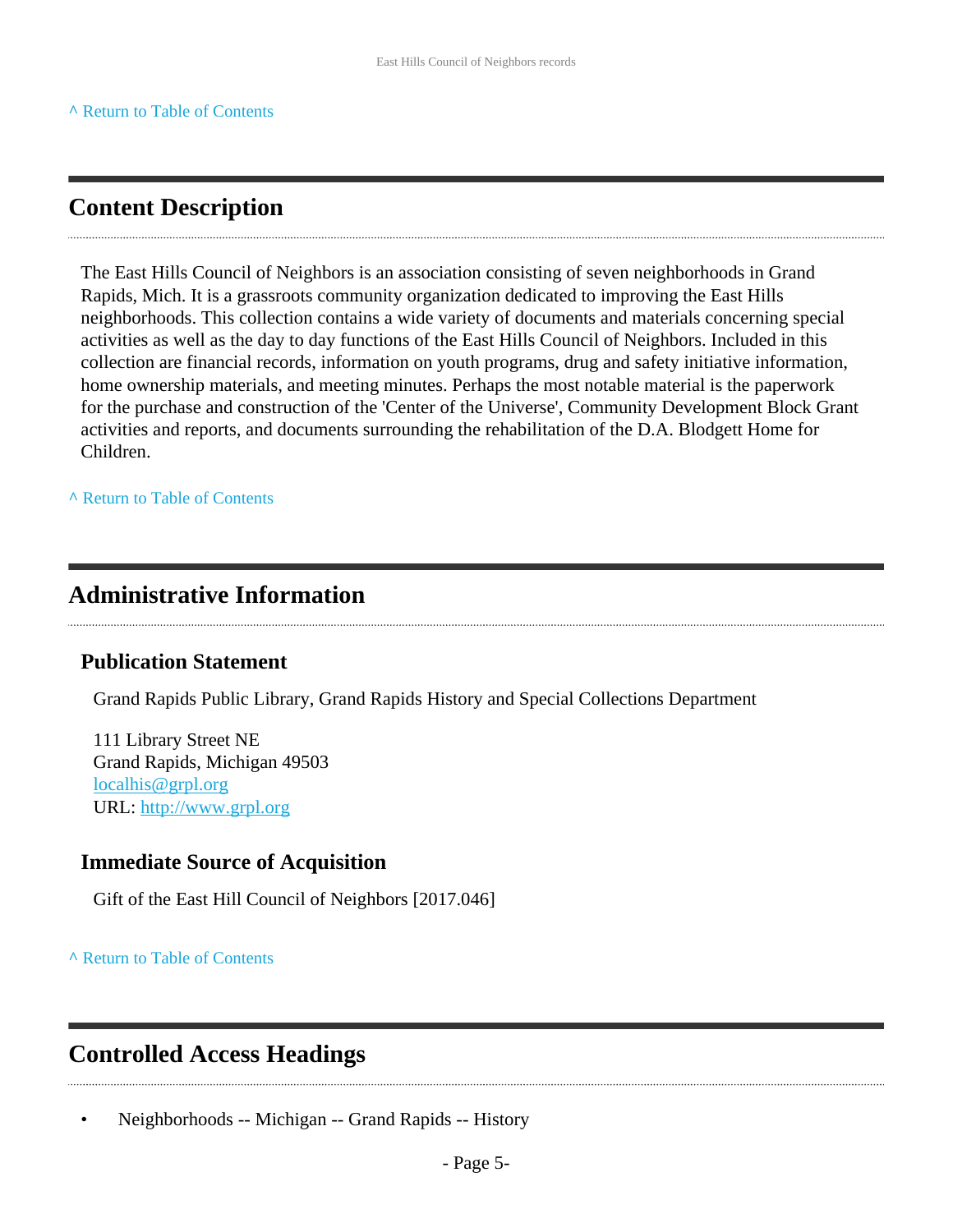^ Return to Table of Contents

## Content Description

The East Hills Council of Neighbors is an association consisting of seven neighborhoods in Grand Rapids, Mich. It is a grassroots community organization dedicated to improving the East Hills neighborhoods. This collection contains a wide variety of documents and materials concerning special activities as well as the day to day functions of the East Hills Council of Neighbors. Included in this collection are financial records, information on youth programs, drug and safety initiative information, home ownership materials, and meeting minutes. Perhaps the most notable material is the paperwork for the purchase and construction of the 'Center of the Universe', Community Development Block Grant activities and reports, and documents surrounding the rehabilitation of the D.A. Blodgett Home for Children.

^ Return to Table of Contents

## Administrative Information

### Publication Statement

Grand Rapids Public Library, Grand Rapids History and Special Collections Department

111 Library Street NE
Grand Rapids, Michigan 49503
localhis@grpl.org
URL: http://www.grpl.org

### Immediate Source of Acquisition

Gift of the East Hill Council of Neighbors [2017.046]

^ Return to Table of Contents

## Controlled Access Headings

- Neighborhoods -- Michigan -- Grand Rapids -- History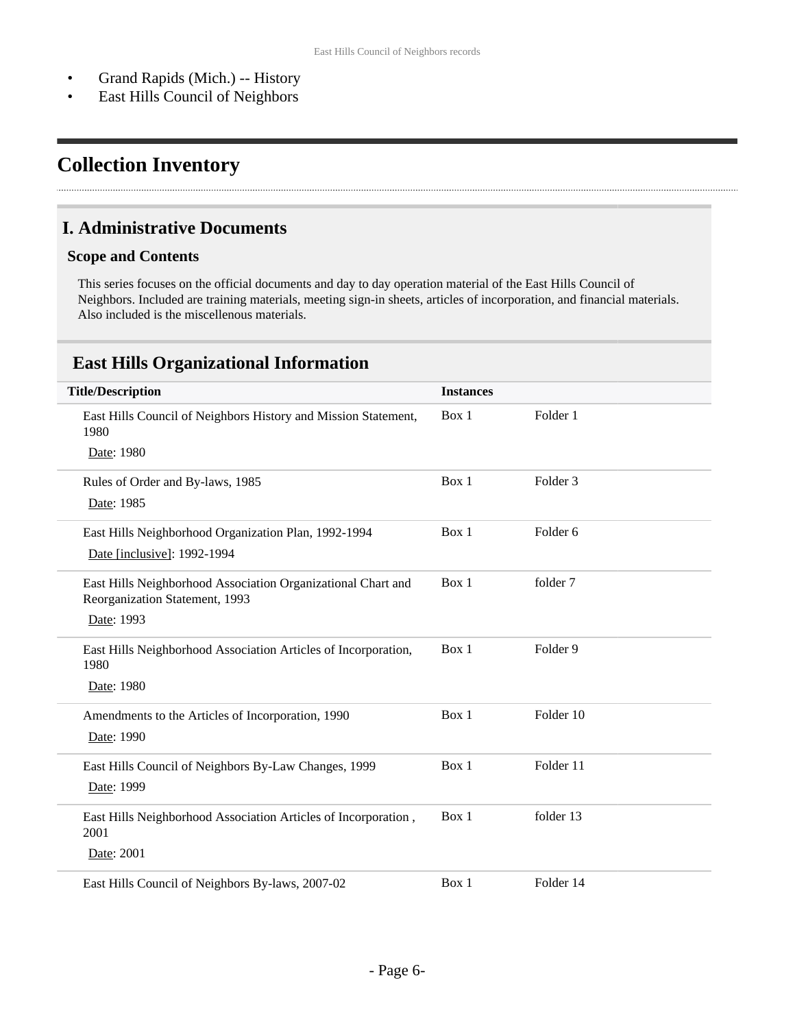- Grand Rapids (Mich.) -- History
- East Hills Council of Neighbors

# Collection Inventory

## I. Administrative Documents

### Scope and Contents

This series focuses on the official documents and day to day operation material of the East Hills Council of Neighbors. Included are training materials, meeting sign-in sheets, articles of incorporation, and financial materials. Also included is the miscellenous materials.

## East Hills Organizational Information

| Title/Description | Instances | |
|---|---|---|
| East Hills Council of Neighbors History and Mission Statement, 1980<br>Date: 1980 | Box 1 | Folder 1 |
| Rules of Order and By-laws, 1985<br>Date: 1985 | Box 1 | Folder 3 |
| East Hills Neighborhood Organization Plan, 1992-1994<br>Date [inclusive]: 1992-1994 | Box 1 | Folder 6 |
| East Hills Neighborhood Association Organizational Chart and Reorganization Statement, 1993<br>Date: 1993 | Box 1 | folder 7 |
| East Hills Neighborhood Association Articles of Incorporation, 1980<br>Date: 1980 | Box 1 | Folder 9 |
| Amendments to the Articles of Incorporation, 1990<br>Date: 1990 | Box 1 | Folder 10 |
| East Hills Council of Neighbors By-Law Changes, 1999<br>Date: 1999 | Box 1 | Folder 11 |
| East Hills Neighborhood Association Articles of Incorporation , 2001<br>Date: 2001 | Box 1 | folder 13 |
| East Hills Council of Neighbors By-laws, 2007-02 | Box 1 | Folder 14 |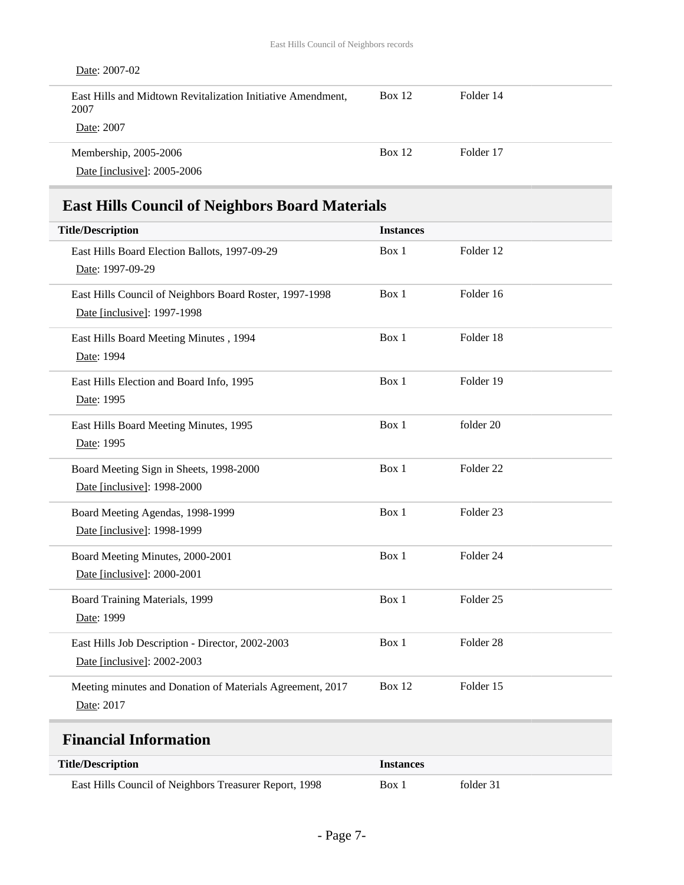Date: 2007-02

| | | |
|---|---|---|
| East Hills and Midtown Revitalization Initiative Amendment, 2007<br>Date: 2007 | Box 12 | Folder 14 |
| Membership, 2005-2006<br>Date [inclusive]: 2005-2006 | Box 12 | Folder 17 |

## East Hills Council of Neighbors Board Materials

| Title/Description | Instances | |
|---|---|---|
| East Hills Board Election Ballots, 1997-09-29<br>Date: 1997-09-29 | Box 1 | Folder 12 |
| East Hills Council of Neighbors Board Roster, 1997-1998<br>Date [inclusive]: 1997-1998 | Box 1 | Folder 16 |
| East Hills Board Meeting Minutes , 1994<br>Date: 1994 | Box 1 | Folder 18 |
| East Hills Election and Board Info, 1995<br>Date: 1995 | Box 1 | Folder 19 |
| East Hills Board Meeting Minutes, 1995<br>Date: 1995 | Box 1 | folder 20 |
| Board Meeting Sign in Sheets, 1998-2000<br>Date [inclusive]: 1998-2000 | Box 1 | Folder 22 |
| Board Meeting Agendas, 1998-1999<br>Date [inclusive]: 1998-1999 | Box 1 | Folder 23 |
| Board Meeting Minutes, 2000-2001<br>Date [inclusive]: 2000-2001 | Box 1 | Folder 24 |
| Board Training Materials, 1999<br>Date: 1999 | Box 1 | Folder 25 |
| East Hills Job Description - Director, 2002-2003<br>Date [inclusive]: 2002-2003 | Box 1 | Folder 28 |
| Meeting minutes and Donation of Materials Agreement, 2017<br>Date: 2017 | Box 12 | Folder 15 |

## Financial Information

| Title/Description | Instances | |
|---|---|---|
| East Hills Council of Neighbors Treasurer Report, 1998 | Box 1 | folder 31 |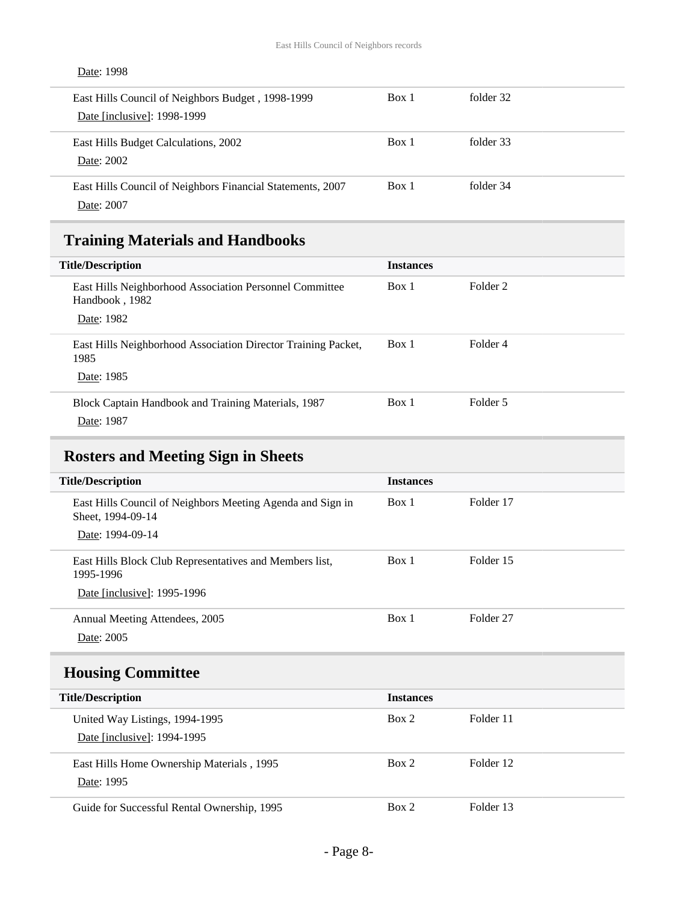Date: 1998

| | | |
|---|---|---|
| East Hills Council of Neighbors Budget , 1998-1999<br>Date [inclusive]: 1998-1999 | Box 1 | folder 32 |
| East Hills Budget Calculations, 2002<br>Date: 2002 | Box 1 | folder 33 |
| East Hills Council of Neighbors Financial Statements, 2007<br>Date: 2007 | Box 1 | folder 34 |

## Training Materials and Handbooks

| Title/Description | Instances | |
|---|---|---|
| East Hills Neighborhood Association Personnel Committee Handbook , 1982<br>Date: 1982 | Box 1 | Folder 2 |
| East Hills Neighborhood Association Director Training Packet, 1985<br>Date: 1985 | Box 1 | Folder 4 |
| Block Captain Handbook and Training Materials, 1987<br>Date: 1987 | Box 1 | Folder 5 |

## Rosters and Meeting Sign in Sheets

| Title/Description | Instances | |
|---|---|---|
| East Hills Council of Neighbors Meeting Agenda and Sign in Sheet, 1994-09-14<br>Date: 1994-09-14 | Box 1 | Folder 17 |
| East Hills Block Club Representatives and Members list, 1995-1996<br>Date [inclusive]: 1995-1996 | Box 1 | Folder 15 |
| Annual Meeting Attendees, 2005<br>Date: 2005 | Box 1 | Folder 27 |

## Housing Committee

| Title/Description | Instances | |
|---|---|---|
| United Way Listings, 1994-1995<br>Date [inclusive]: 1994-1995 | Box 2 | Folder 11 |
| East Hills Home Ownership Materials , 1995<br>Date: 1995 | Box 2 | Folder 12 |
| Guide for Successful Rental Ownership, 1995 | Box 2 | Folder 13 |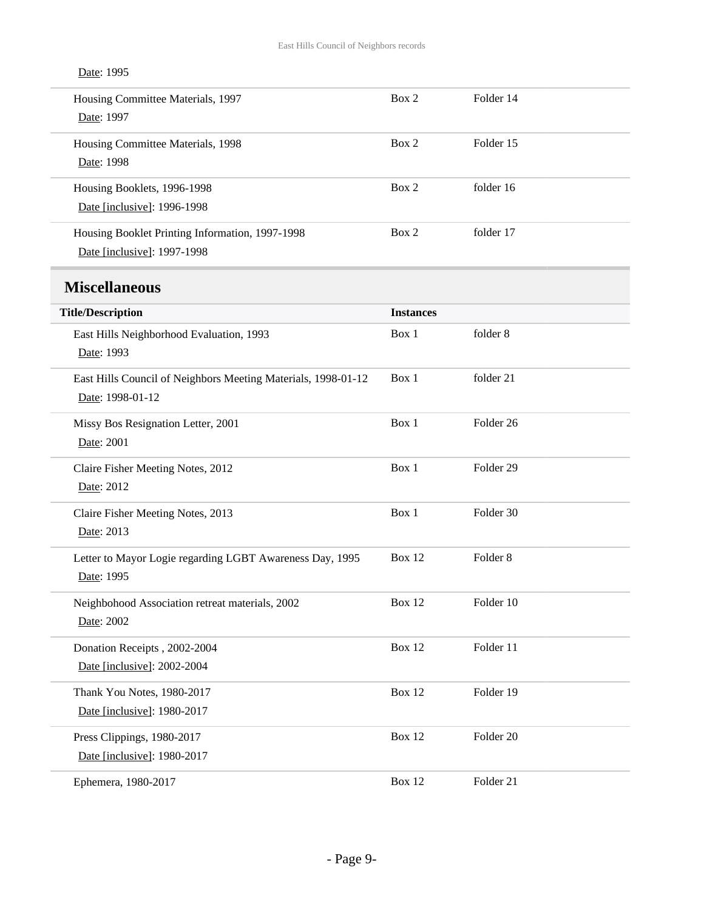Date: 1995

| | | |
|---|---|---|
| Housing Committee Materials, 1997<br>Date: 1997 | Box 2 | Folder 14 |
| Housing Committee Materials, 1998<br>Date: 1998 | Box 2 | Folder 15 |
| Housing Booklets, 1996-1998<br>Date [inclusive]: 1996-1998 | Box 2 | folder 16 |
| Housing Booklet Printing Information, 1997-1998<br>Date [inclusive]: 1997-1998 | Box 2 | folder 17 |

## Miscellaneous

| Title/Description | Instances | |
|---|---|---|
| East Hills Neighborhood Evaluation, 1993<br>Date: 1993 | Box 1 | folder 8 |
| East Hills Council of Neighbors Meeting Materials, 1998-01-12<br>Date: 1998-01-12 | Box 1 | folder 21 |
| Missy Bos Resignation Letter, 2001<br>Date: 2001 | Box 1 | Folder 26 |
| Claire Fisher Meeting Notes, 2012<br>Date: 2012 | Box 1 | Folder 29 |
| Claire Fisher Meeting Notes, 2013<br>Date: 2013 | Box 1 | Folder 30 |
| Letter to Mayor Logie regarding LGBT Awareness Day, 1995<br>Date: 1995 | Box 12 | Folder 8 |
| Neighbohood Association retreat materials, 2002<br>Date: 2002 | Box 12 | Folder 10 |
| Donation Receipts , 2002-2004<br>Date [inclusive]: 2002-2004 | Box 12 | Folder 11 |
| Thank You Notes, 1980-2017<br>Date [inclusive]: 1980-2017 | Box 12 | Folder 19 |
| Press Clippings, 1980-2017<br>Date [inclusive]: 1980-2017 | Box 12 | Folder 20 |
| Ephemera, 1980-2017 | Box 12 | Folder 21 |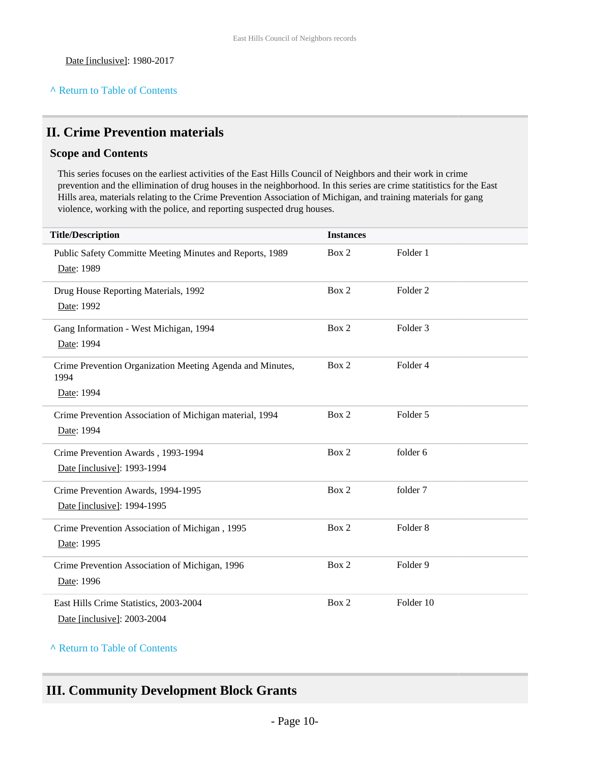Date [inclusive]: 1980-2017

^ Return to Table of Contents

## II. Crime Prevention materials

### Scope and Contents

This series focuses on the earliest activities of the East Hills Council of Neighbors and their work in crime prevention and the ellimination of drug houses in the neighborhood. In this series are crime statitistics for the East Hills area, materials relating to the Crime Prevention Association of Michigan, and training materials for gang violence, working with the police, and reporting suspected drug houses.

| Title/Description | Instances | |
|---|---|---|
| Public Safety Committe Meeting Minutes and Reports, 1989<br>Date: 1989 | Box 2 | Folder 1 |
| Drug House Reporting Materials, 1992<br>Date: 1992 | Box 2 | Folder 2 |
| Gang Information - West Michigan, 1994<br>Date: 1994 | Box 2 | Folder 3 |
| Crime Prevention Organization Meeting Agenda and Minutes, 1994<br>Date: 1994 | Box 2 | Folder 4 |
| Crime Prevention Association of Michigan material, 1994<br>Date: 1994 | Box 2 | Folder 5 |
| Crime Prevention Awards , 1993-1994<br>Date [inclusive]: 1993-1994 | Box 2 | folder 6 |
| Crime Prevention Awards, 1994-1995<br>Date [inclusive]: 1994-1995 | Box 2 | folder 7 |
| Crime Prevention Association of Michigan , 1995<br>Date: 1995 | Box 2 | Folder 8 |
| Crime Prevention Association of Michigan, 1996<br>Date: 1996 | Box 2 | Folder 9 |
| East Hills Crime Statistics, 2003-2004<br>Date [inclusive]: 2003-2004 | Box 2 | Folder 10 |

^ Return to Table of Contents

## III. Community Development Block Grants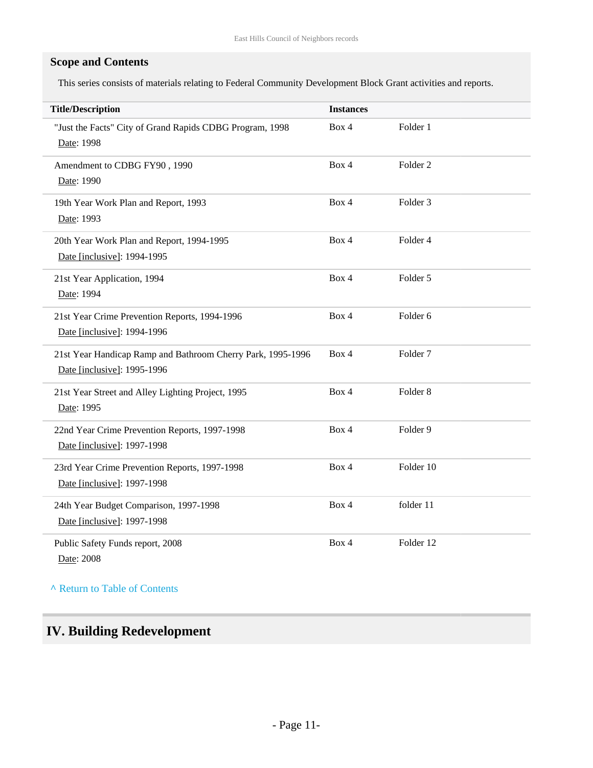## Scope and Contents

This series consists of materials relating to Federal Community Development Block Grant activities and reports.

| Title/Description | Instances | |
| --- | --- | --- |
| "Just the Facts" City of Grand Rapids CDBG Program, 1998<br>Date: 1998 | Box 4 | Folder 1 |
| Amendment to CDBG FY90 , 1990<br>Date: 1990 | Box 4 | Folder 2 |
| 19th Year Work Plan and Report, 1993<br>Date: 1993 | Box 4 | Folder 3 |
| 20th Year Work Plan and Report, 1994-1995<br>Date [inclusive]: 1994-1995 | Box 4 | Folder 4 |
| 21st Year Application, 1994<br>Date: 1994 | Box 4 | Folder 5 |
| 21st Year Crime Prevention Reports, 1994-1996<br>Date [inclusive]: 1994-1996 | Box 4 | Folder 6 |
| 21st Year Handicap Ramp and Bathroom Cherry Park, 1995-1996<br>Date [inclusive]: 1995-1996 | Box 4 | Folder 7 |
| 21st Year Street and Alley Lighting Project, 1995<br>Date: 1995 | Box 4 | Folder 8 |
| 22nd Year Crime Prevention Reports, 1997-1998<br>Date [inclusive]: 1997-1998 | Box 4 | Folder 9 |
| 23rd Year Crime Prevention Reports, 1997-1998<br>Date [inclusive]: 1997-1998 | Box 4 | Folder 10 |
| 24th Year Budget Comparison, 1997-1998<br>Date [inclusive]: 1997-1998 | Box 4 | folder 11 |
| Public Safety Funds report, 2008<br>Date: 2008 | Box 4 | Folder 12 |

^ Return to Table of Contents

# IV. Building Redevelopment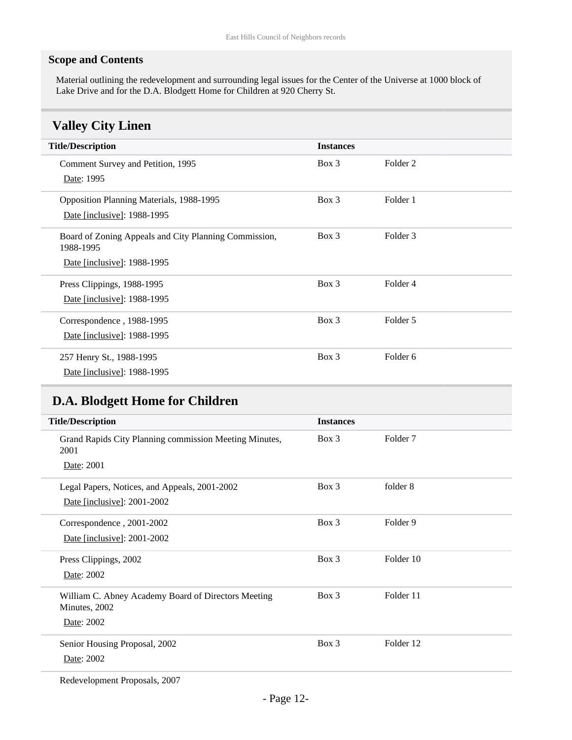### Scope and Contents

Material outlining the redevelopment and surrounding legal issues for the Center of the Universe at 1000 block of Lake Drive and for the D.A. Blodgett Home for Children at 920 Cherry St.

## Valley City Linen

| Title/Description | Instances | |
| --- | --- | --- |
| Comment Survey and Petition, 1995<br>Date: 1995 | Box 3 | Folder 2 |
| Opposition Planning Materials, 1988-1995<br>Date [inclusive]: 1988-1995 | Box 3 | Folder 1 |
| Board of Zoning Appeals and City Planning Commission, 1988-1995<br>Date [inclusive]: 1988-1995 | Box 3 | Folder 3 |
| Press Clippings, 1988-1995<br>Date [inclusive]: 1988-1995 | Box 3 | Folder 4 |
| Correspondence , 1988-1995<br>Date [inclusive]: 1988-1995 | Box 3 | Folder 5 |
| 257 Henry St., 1988-1995<br>Date [inclusive]: 1988-1995 | Box 3 | Folder 6 |

## D.A. Blodgett Home for Children

| Title/Description | Instances | |
| --- | --- | --- |
| Grand Rapids City Planning commission Meeting Minutes, 2001<br>Date: 2001 | Box 3 | Folder 7 |
| Legal Papers, Notices, and Appeals, 2001-2002<br>Date [inclusive]: 2001-2002 | Box 3 | folder 8 |
| Correspondence , 2001-2002<br>Date [inclusive]: 2001-2002 | Box 3 | Folder 9 |
| Press Clippings, 2002<br>Date: 2002 | Box 3 | Folder 10 |
| William C. Abney Academy Board of Directors Meeting Minutes, 2002<br>Date: 2002 | Box 3 | Folder 11 |
| Senior Housing Proposal, 2002<br>Date: 2002 | Box 3 | Folder 12 |
| Redevelopment Proposals, 2007 | | |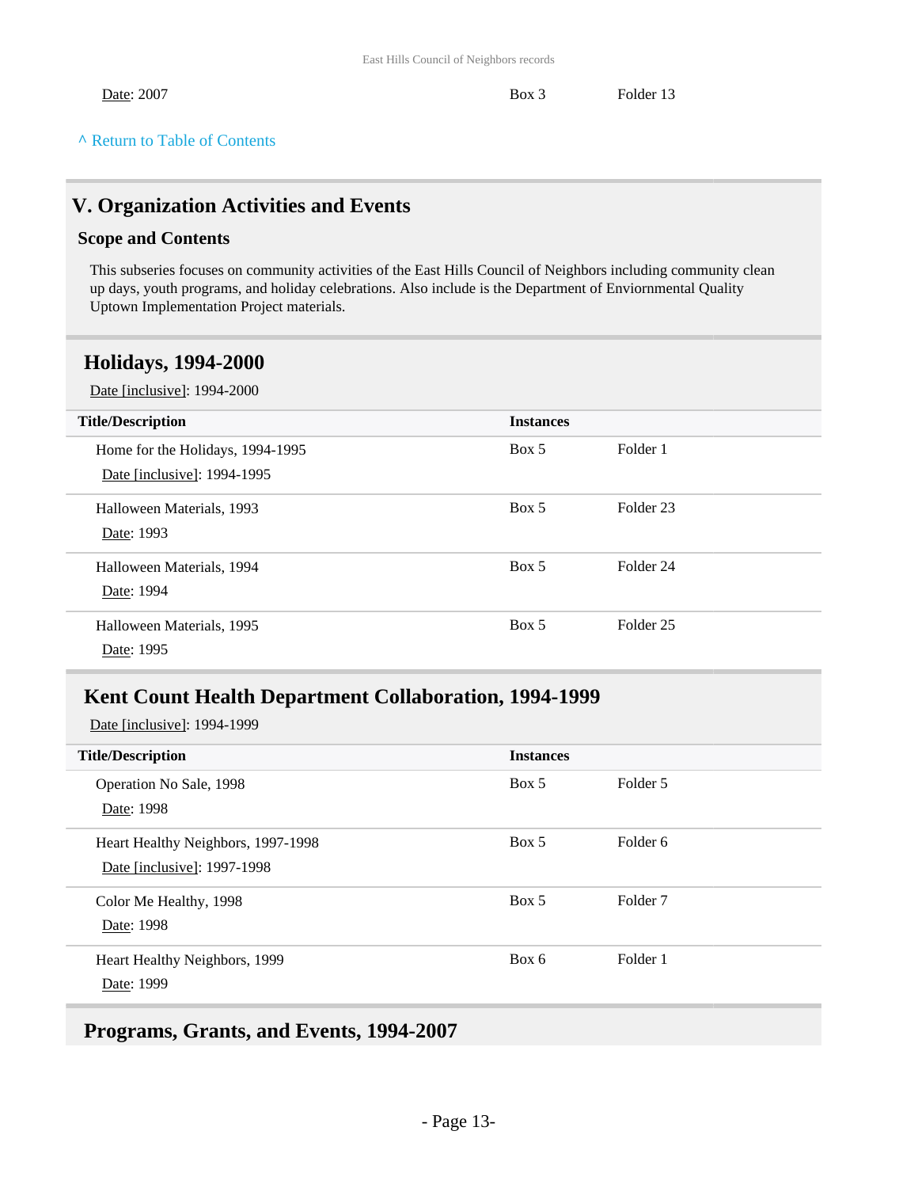| | | |
|---|---|---|
| Date: 2007 | Box 3 | Folder 13 |

^ Return to Table of Contents

## V. Organization Activities and Events

### Scope and Contents

This subseries focuses on community activities of the East Hills Council of Neighbors including community clean up days, youth programs, and holiday celebrations. Also include is the Department of Enviornmental Quality Uptown Implementation Project materials.

### Holidays, 1994-2000

Date [inclusive]: 1994-2000

| Title/Description | Instances | |
|---|---|---|
| Home for the Holidays, 1994-1995<br>Date [inclusive]: 1994-1995 | Box 5 | Folder 1 |
| Halloween Materials, 1993<br>Date: 1993 | Box 5 | Folder 23 |
| Halloween Materials, 1994<br>Date: 1994 | Box 5 | Folder 24 |
| Halloween Materials, 1995<br>Date: 1995 | Box 5 | Folder 25 |

### Kent Count Health Department Collaboration, 1994-1999

Date [inclusive]: 1994-1999

| Title/Description | Instances | |
|---|---|---|
| Operation No Sale, 1998<br>Date: 1998 | Box 5 | Folder 5 |
| Heart Healthy Neighbors, 1997-1998<br>Date [inclusive]: 1997-1998 | Box 5 | Folder 6 |
| Color Me Healthy, 1998<br>Date: 1998 | Box 5 | Folder 7 |
| Heart Healthy Neighbors, 1999<br>Date: 1999 | Box 6 | Folder 1 |

### Programs, Grants, and Events, 1994-2007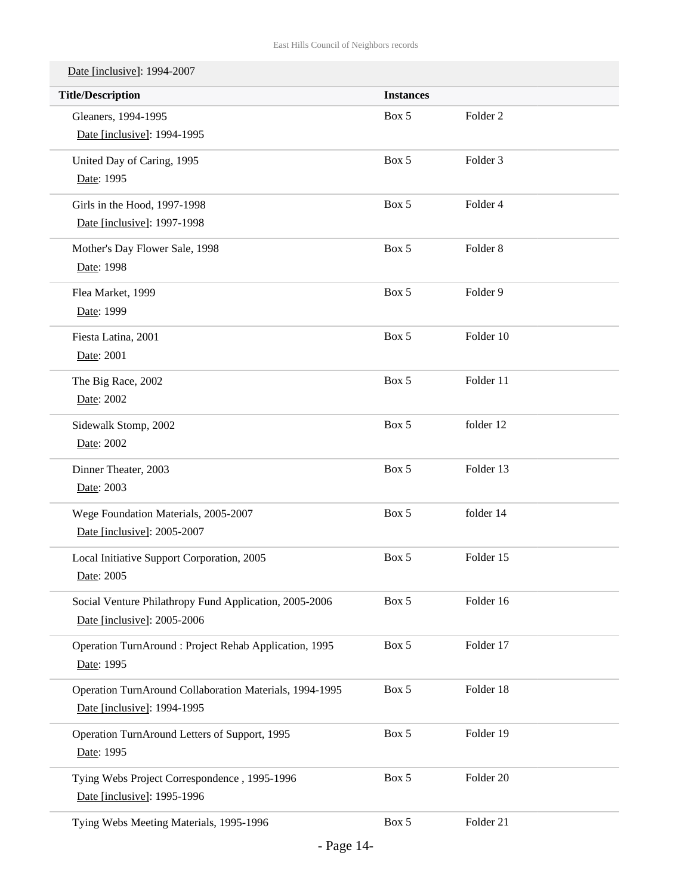Date [inclusive]: 1994-2007

| Title/Description | Instances | |
| --- | --- | --- |
| Gleaners, 1994-1995<br>Date [inclusive]: 1994-1995 | Box 5 | Folder 2 |
| United Day of Caring, 1995<br>Date: 1995 | Box 5 | Folder 3 |
| Girls in the Hood, 1997-1998<br>Date [inclusive]: 1997-1998 | Box 5 | Folder 4 |
| Mother's Day Flower Sale, 1998<br>Date: 1998 | Box 5 | Folder 8 |
| Flea Market, 1999<br>Date: 1999 | Box 5 | Folder 9 |
| Fiesta Latina, 2001<br>Date: 2001 | Box 5 | Folder 10 |
| The Big Race, 2002<br>Date: 2002 | Box 5 | Folder 11 |
| Sidewalk Stomp, 2002<br>Date: 2002 | Box 5 | folder 12 |
| Dinner Theater, 2003<br>Date: 2003 | Box 5 | Folder 13 |
| Wege Foundation Materials, 2005-2007<br>Date [inclusive]: 2005-2007 | Box 5 | folder 14 |
| Local Initiative Support Corporation, 2005<br>Date: 2005 | Box 5 | Folder 15 |
| Social Venture Philathropy Fund Application, 2005-2006<br>Date [inclusive]: 2005-2006 | Box 5 | Folder 16 |
| Operation TurnAround : Project Rehab Application, 1995<br>Date: 1995 | Box 5 | Folder 17 |
| Operation TurnAround Collaboration Materials, 1994-1995<br>Date [inclusive]: 1994-1995 | Box 5 | Folder 18 |
| Operation TurnAround Letters of Support, 1995<br>Date: 1995 | Box 5 | Folder 19 |
| Tying Webs Project Correspondence , 1995-1996<br>Date [inclusive]: 1995-1996 | Box 5 | Folder 20 |
| Tying Webs Meeting Materials, 1995-1996 | Box 5 | Folder 21 |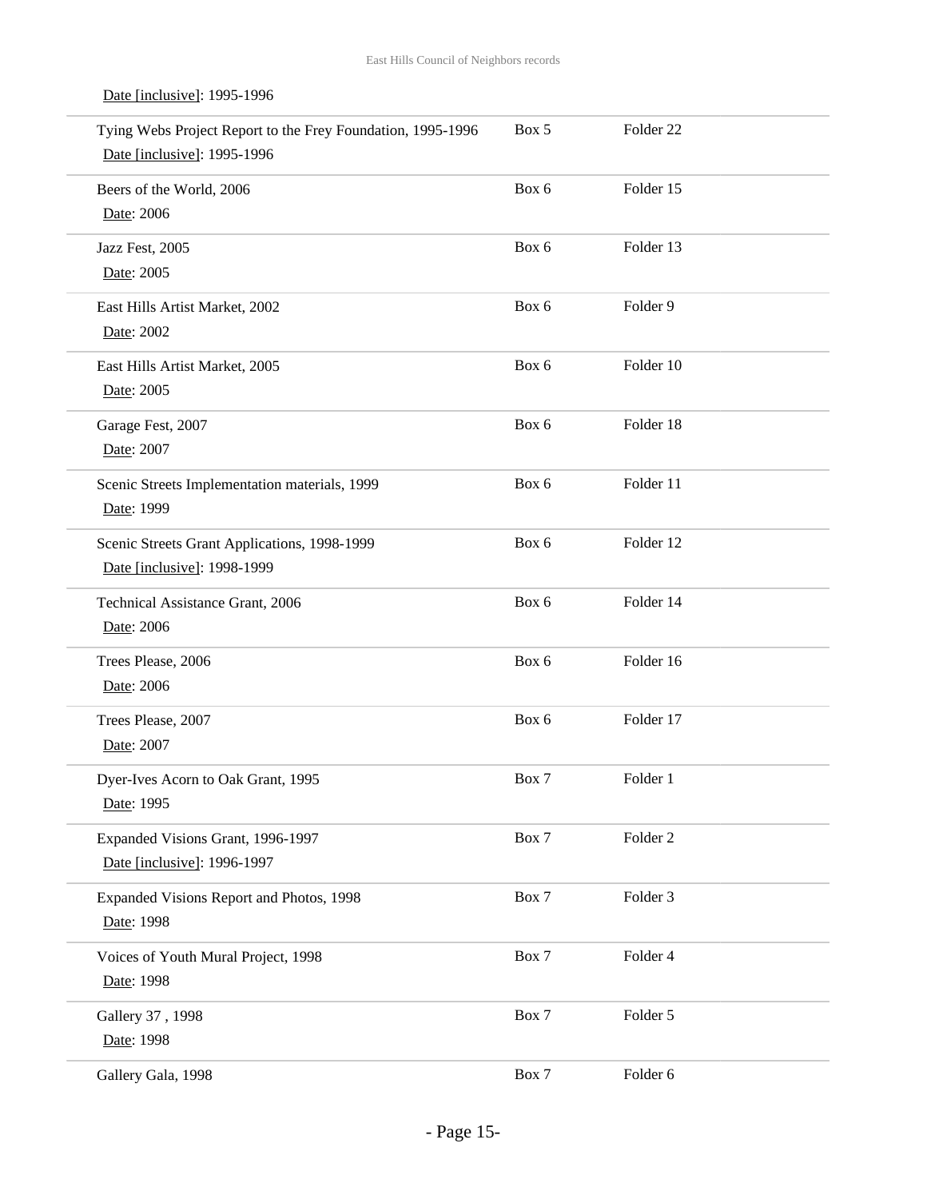Date [inclusive]: 1995-1996

| | | |
|---|---|---|
| Tying Webs Project Report to the Frey Foundation, 1995-1996<br>Date [inclusive]: 1995-1996 | Box 5 | Folder 22 |
| Beers of the World, 2006<br>Date: 2006 | Box 6 | Folder 15 |
| Jazz Fest, 2005<br>Date: 2005 | Box 6 | Folder 13 |
| East Hills Artist Market, 2002<br>Date: 2002 | Box 6 | Folder 9 |
| East Hills Artist Market, 2005<br>Date: 2005 | Box 6 | Folder 10 |
| Garage Fest, 2007<br>Date: 2007 | Box 6 | Folder 18 |
| Scenic Streets Implementation materials, 1999<br>Date: 1999 | Box 6 | Folder 11 |
| Scenic Streets Grant Applications, 1998-1999<br>Date [inclusive]: 1998-1999 | Box 6 | Folder 12 |
| Technical Assistance Grant, 2006<br>Date: 2006 | Box 6 | Folder 14 |
| Trees Please, 2006<br>Date: 2006 | Box 6 | Folder 16 |
| Trees Please, 2007<br>Date: 2007 | Box 6 | Folder 17 |
| Dyer-Ives Acorn to Oak Grant, 1995<br>Date: 1995 | Box 7 | Folder 1 |
| Expanded Visions Grant, 1996-1997<br>Date [inclusive]: 1996-1997 | Box 7 | Folder 2 |
| Expanded Visions Report and Photos, 1998<br>Date: 1998 | Box 7 | Folder 3 |
| Voices of Youth Mural Project, 1998<br>Date: 1998 | Box 7 | Folder 4 |
| Gallery 37 , 1998<br>Date: 1998 | Box 7 | Folder 5 |
| Gallery Gala, 1998 | Box 7 | Folder 6 |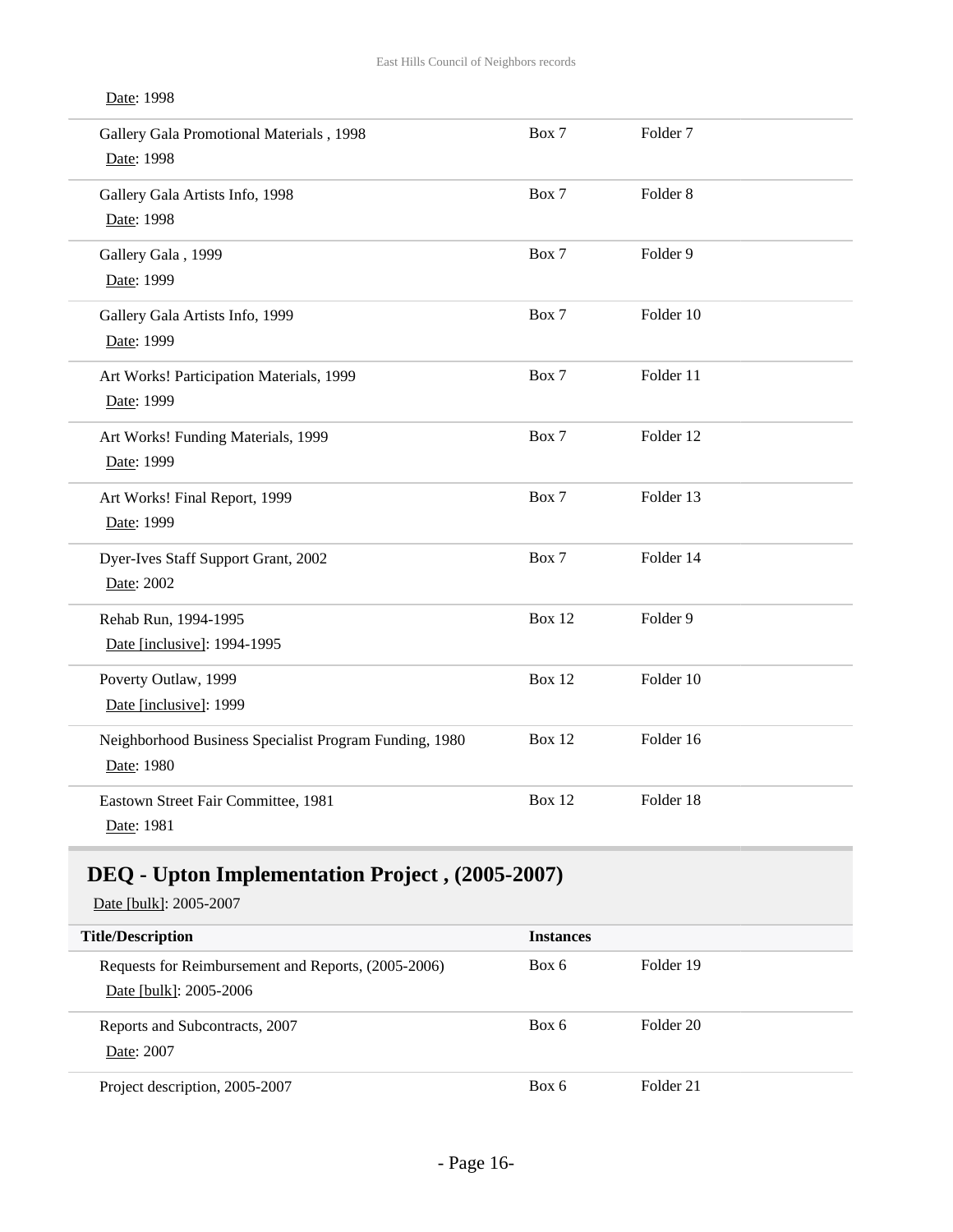Date: 1998

| | | |
|---|---|---|
| Gallery Gala Promotional Materials , 1998<br>Date: 1998 | Box 7 | Folder 7 |
| Gallery Gala Artists Info, 1998<br>Date: 1998 | Box 7 | Folder 8 |
| Gallery Gala , 1999<br>Date: 1999 | Box 7 | Folder 9 |
| Gallery Gala Artists Info, 1999<br>Date: 1999 | Box 7 | Folder 10 |
| Art Works! Participation Materials, 1999<br>Date: 1999 | Box 7 | Folder 11 |
| Art Works! Funding Materials, 1999<br>Date: 1999 | Box 7 | Folder 12 |
| Art Works! Final Report, 1999<br>Date: 1999 | Box 7 | Folder 13 |
| Dyer-Ives Staff Support Grant, 2002<br>Date: 2002 | Box 7 | Folder 14 |
| Rehab Run, 1994-1995<br>Date [inclusive]: 1994-1995 | Box 12 | Folder 9 |
| Poverty Outlaw, 1999<br>Date [inclusive]: 1999 | Box 12 | Folder 10 |
| Neighborhood Business Specialist Program Funding, 1980<br>Date: 1980 | Box 12 | Folder 16 |
| Eastown Street Fair Committee, 1981<br>Date: 1981 | Box 12 | Folder 18 |

## DEQ - Upton Implementation Project , (2005-2007)

Date [bulk]: 2005-2007

| Title/Description | Instances | |
|---|---|---|
| Requests for Reimbursement and Reports, (2005-2006)<br>Date [bulk]: 2005-2006 | Box 6 | Folder 19 |
| Reports and Subcontracts, 2007<br>Date: 2007 | Box 6 | Folder 20 |
| Project description, 2005-2007 | Box 6 | Folder 21 |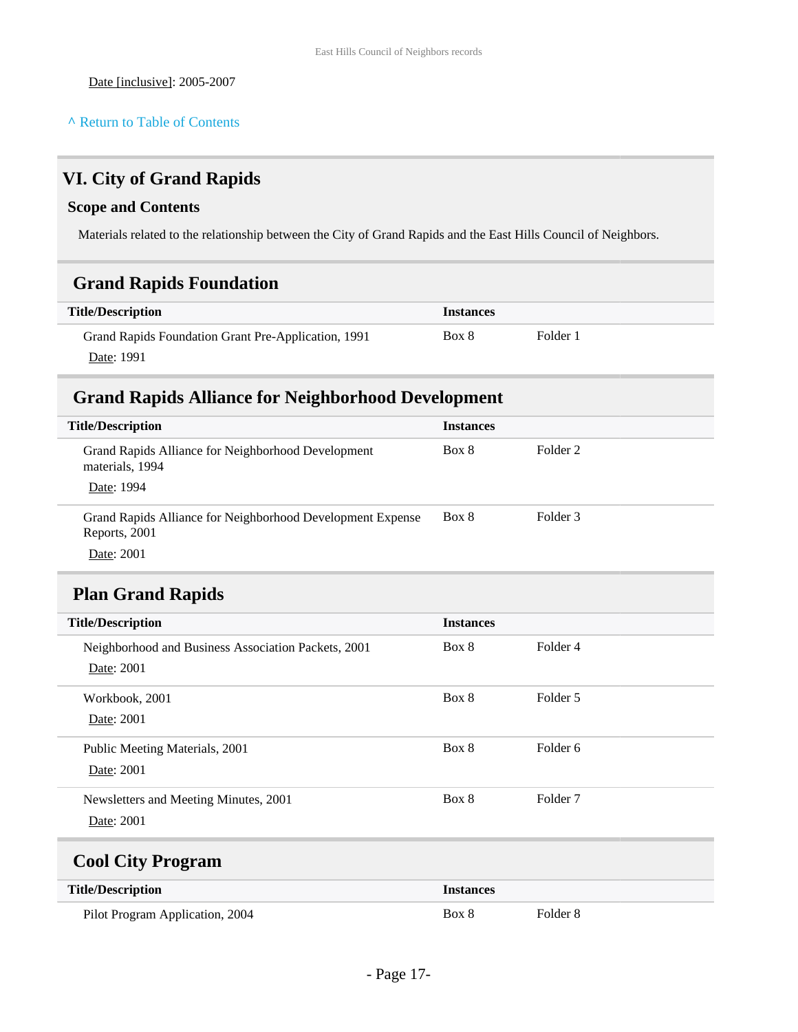Date [inclusive]: 2005-2007

^ Return to Table of Contents

## VI. City of Grand Rapids

### Scope and Contents

Materials related to the relationship between the City of Grand Rapids and the East Hills Council of Neighbors.

### Grand Rapids Foundation

| Title/Description | Instances | |
|---|---|---|
| Grand Rapids Foundation Grant Pre-Application, 1991<br>Date: 1991 | Box 8 | Folder 1 |

### Grand Rapids Alliance for Neighborhood Development

| Title/Description | Instances | |
|---|---|---|
| Grand Rapids Alliance for Neighborhood Development materials, 1994<br>Date: 1994 | Box 8 | Folder 2 |
| Grand Rapids Alliance for Neighborhood Development Expense Reports, 2001<br>Date: 2001 | Box 8 | Folder 3 |

### Plan Grand Rapids

| Title/Description | Instances | |
|---|---|---|
| Neighborhood and Business Association Packets, 2001<br>Date: 2001 | Box 8 | Folder 4 |
| Workbook, 2001<br>Date: 2001 | Box 8 | Folder 5 |
| Public Meeting Materials, 2001<br>Date: 2001 | Box 8 | Folder 6 |
| Newsletters and Meeting Minutes, 2001<br>Date: 2001 | Box 8 | Folder 7 |

### Cool City Program

| Title/Description | Instances | |
|---|---|---|
| Pilot Program Application, 2004 | Box 8 | Folder 8 |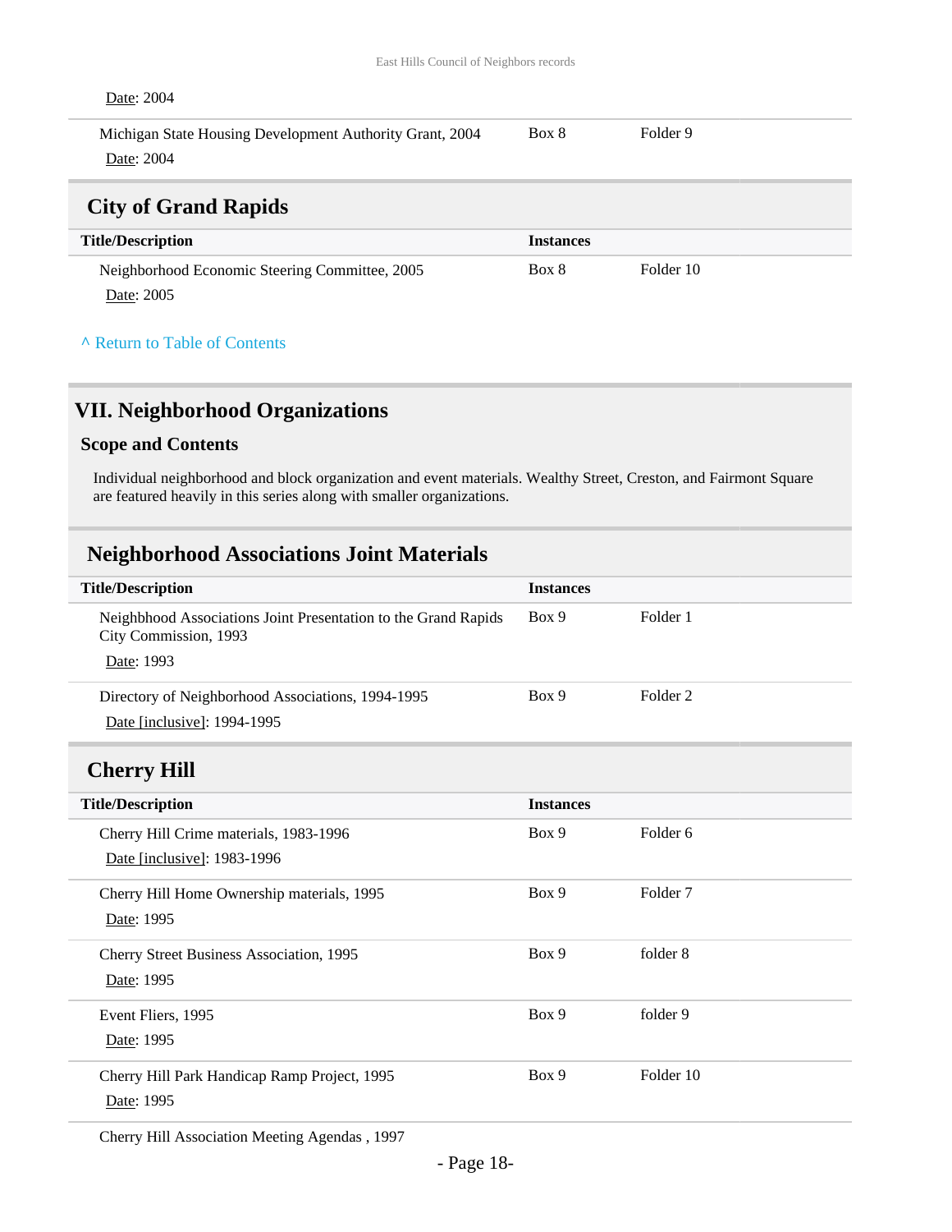Date: 2004

| Title/Description | Instances | |
|---|---|---|
| Michigan State Housing Development Authority Grant, 2004<br>Date: 2004 | Box 8 | Folder 9 |

## City of Grand Rapids

| Title/Description | Instances | |
|---|---|---|
| Neighborhood Economic Steering Committee, 2005<br>Date: 2005 | Box 8 | Folder 10 |

^ Return to Table of Contents

# VII. Neighborhood Organizations

### Scope and Contents

Individual neighborhood and block organization and event materials. Wealthy Street, Creston, and Fairmont Square are featured heavily in this series along with smaller organizations.

## Neighborhood Associations Joint Materials

| Title/Description | Instances | |
|---|---|---|
| Neighbhood Associations Joint Presentation to the Grand Rapids City Commission, 1993<br>Date: 1993 | Box 9 | Folder 1 |
| Directory of Neighborhood Associations, 1994-1995<br>Date [inclusive]: 1994-1995 | Box 9 | Folder 2 |

## Cherry Hill

| Title/Description | Instances | |
|---|---|---|
| Cherry Hill Crime materials, 1983-1996<br>Date [inclusive]: 1983-1996 | Box 9 | Folder 6 |
| Cherry Hill Home Ownership materials, 1995<br>Date: 1995 | Box 9 | Folder 7 |
| Cherry Street Business Association, 1995<br>Date: 1995 | Box 9 | folder 8 |
| Event Fliers, 1995<br>Date: 1995 | Box 9 | folder 9 |
| Cherry Hill Park Handicap Ramp Project, 1995<br>Date: 1995 | Box 9 | Folder 10 |
| Cherry Hill Association Meeting Agendas , 1997 | | |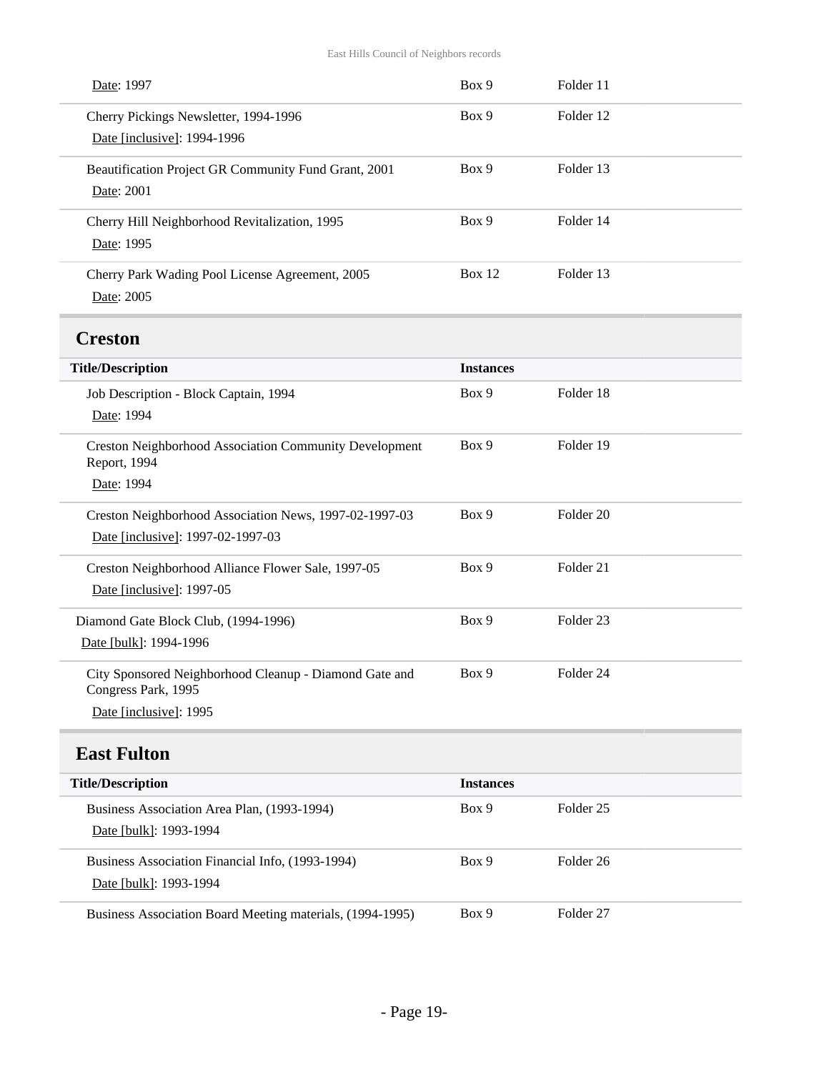| Title/Description | Instances | |
|---|---|---|
| Date: 1997 | Box 9 | Folder 11 |
| Cherry Pickings Newsletter, 1994-1996<br>Date [inclusive]: 1994-1996 | Box 9 | Folder 12 |
| Beautification Project GR Community Fund Grant, 2001<br>Date: 2001 | Box 9 | Folder 13 |
| Cherry Hill Neighborhood Revitalization, 1995<br>Date: 1995 | Box 9 | Folder 14 |
| Cherry Park Wading Pool License Agreement, 2005<br>Date: 2005 | Box 12 | Folder 13 |

## Creston

| Title/Description | Instances | |
|---|---|---|
| Job Description - Block Captain, 1994<br>Date: 1994 | Box 9 | Folder 18 |
| Creston Neighborhood Association Community Development Report, 1994<br>Date: 1994 | Box 9 | Folder 19 |
| Creston Neighborhood Association News, 1997-02-1997-03<br>Date [inclusive]: 1997-02-1997-03 | Box 9 | Folder 20 |
| Creston Neighborhood Alliance Flower Sale, 1997-05<br>Date [inclusive]: 1997-05 | Box 9 | Folder 21 |
| Diamond Gate Block Club, (1994-1996)<br>Date [bulk]: 1994-1996 | Box 9 | Folder 23 |
| City Sponsored Neighborhood Cleanup - Diamond Gate and Congress Park, 1995<br>Date [inclusive]: 1995 | Box 9 | Folder 24 |

## East Fulton

| Title/Description | Instances | |
|---|---|---|
| Business Association Area Plan, (1993-1994)<br>Date [bulk]: 1993-1994 | Box 9 | Folder 25 |
| Business Association Financial Info, (1993-1994)<br>Date [bulk]: 1993-1994 | Box 9 | Folder 26 |
| Business Association Board Meeting materials, (1994-1995) | Box 9 | Folder 27 |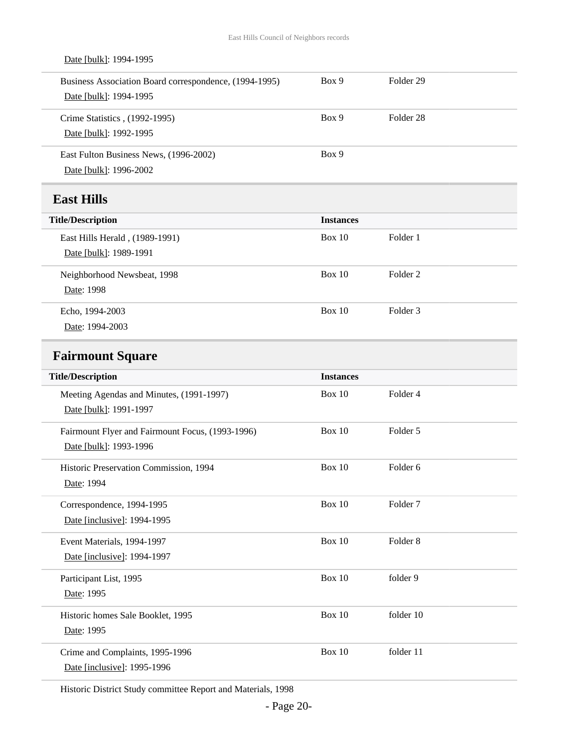Date [bulk]: 1994-1995

| Title/Description | Instances | |
|---|---|---|
| Business Association Board correspondence, (1994-1995)<br>Date [bulk]: 1994-1995 | Box 9 | Folder 29 |
| Crime Statistics , (1992-1995)<br>Date [bulk]: 1992-1995 | Box 9 | Folder 28 |
| East Fulton Business News, (1996-2002)<br>Date [bulk]: 1996-2002 | Box 9 | |

## East Hills

| Title/Description | Instances | |
|---|---|---|
| East Hills Herald , (1989-1991)<br>Date [bulk]: 1989-1991 | Box 10 | Folder 1 |
| Neighborhood Newsbeat, 1998<br>Date: 1998 | Box 10 | Folder 2 |
| Echo, 1994-2003<br>Date: 1994-2003 | Box 10 | Folder 3 |

## Fairmount Square

| Title/Description | Instances | |
|---|---|---|
| Meeting Agendas and Minutes, (1991-1997)<br>Date [bulk]: 1991-1997 | Box 10 | Folder 4 |
| Fairmount Flyer and Fairmount Focus, (1993-1996)<br>Date [bulk]: 1993-1996 | Box 10 | Folder 5 |
| Historic Preservation Commission, 1994<br>Date: 1994 | Box 10 | Folder 6 |
| Correspondence, 1994-1995<br>Date [inclusive]: 1994-1995 | Box 10 | Folder 7 |
| Event Materials, 1994-1997<br>Date [inclusive]: 1994-1997 | Box 10 | Folder 8 |
| Participant List, 1995<br>Date: 1995 | Box 10 | folder 9 |
| Historic homes Sale Booklet, 1995<br>Date: 1995 | Box 10 | folder 10 |
| Crime and Complaints, 1995-1996<br>Date [inclusive]: 1995-1996 | Box 10 | folder 11 |
| Historic District Study committee Report and Materials, 1998 | | |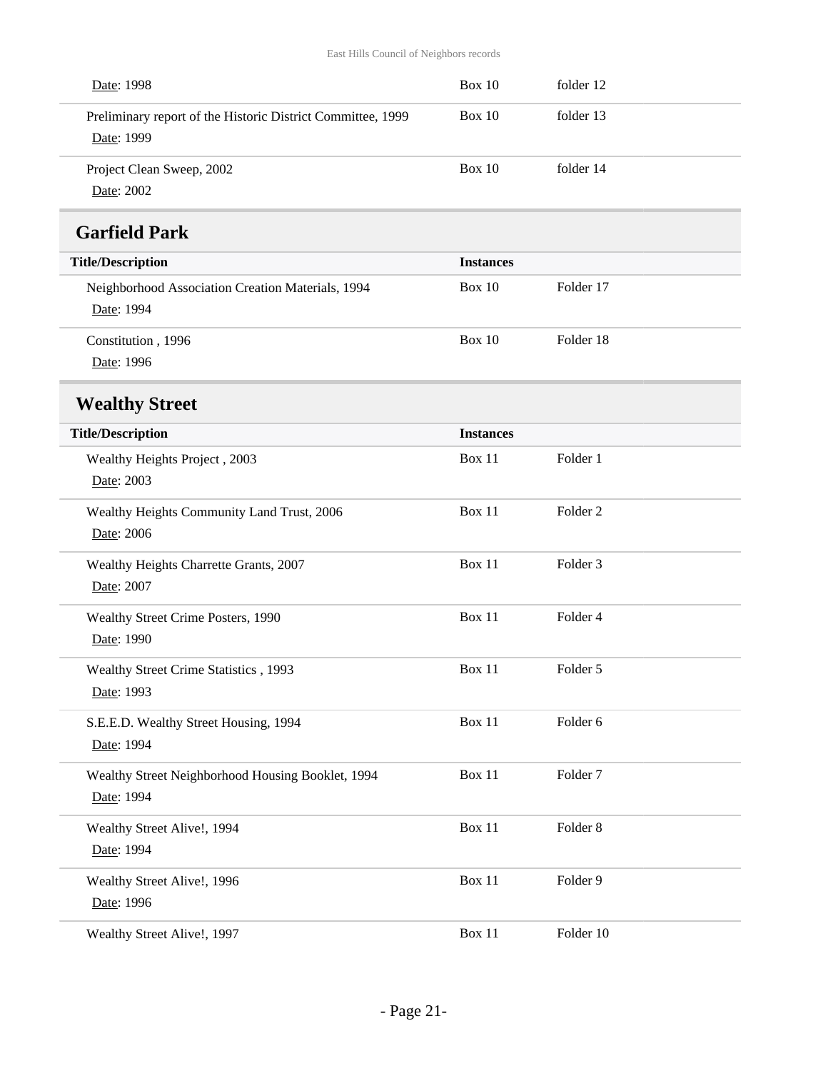| | | |
|---|---|---|
| Date: 1998 | Box 10 | folder 12 |
| Preliminary report of the Historic District Committee, 1999<br>Date: 1999 | Box 10 | folder 13 |
| Project Clean Sweep, 2002<br>Date: 2002 | Box 10 | folder 14 |

## Garfield Park

| Title/Description | Instances | |
|---|---|---|
| Neighborhood Association Creation Materials, 1994<br>Date: 1994 | Box 10 | Folder 17 |
| Constitution , 1996<br>Date: 1996 | Box 10 | Folder 18 |

## Wealthy Street

| Title/Description | Instances | |
|---|---|---|
| Wealthy Heights Project , 2003<br>Date: 2003 | Box 11 | Folder 1 |
| Wealthy Heights Community Land Trust, 2006<br>Date: 2006 | Box 11 | Folder 2 |
| Wealthy Heights Charrette Grants, 2007<br>Date: 2007 | Box 11 | Folder 3 |
| Wealthy Street Crime Posters, 1990<br>Date: 1990 | Box 11 | Folder 4 |
| Wealthy Street Crime Statistics , 1993<br>Date: 1993 | Box 11 | Folder 5 |
| S.E.E.D. Wealthy Street Housing, 1994<br>Date: 1994 | Box 11 | Folder 6 |
| Wealthy Street Neighborhood Housing Booklet, 1994<br>Date: 1994 | Box 11 | Folder 7 |
| Wealthy Street Alive!, 1994<br>Date: 1994 | Box 11 | Folder 8 |
| Wealthy Street Alive!, 1996<br>Date: 1996 | Box 11 | Folder 9 |
| Wealthy Street Alive!, 1997 | Box 11 | Folder 10 |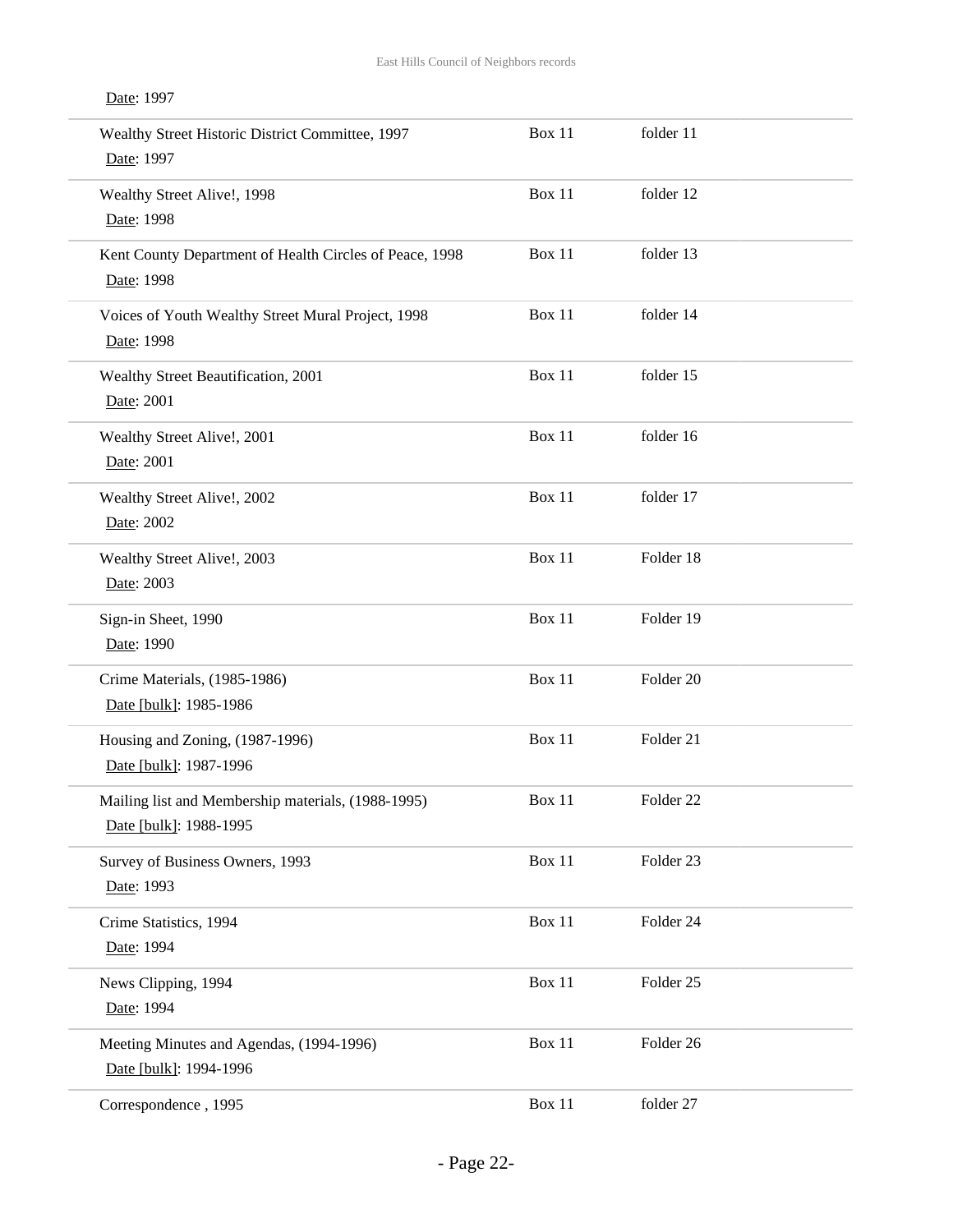Date: 1997

| | | |
|---|---|---|
| Wealthy Street Historic District Committee, 1997<br>Date: 1997 | Box 11 | folder 11 |
| Wealthy Street Alive!, 1998<br>Date: 1998 | Box 11 | folder 12 |
| Kent County Department of Health Circles of Peace, 1998<br>Date: 1998 | Box 11 | folder 13 |
| Voices of Youth Wealthy Street Mural Project, 1998<br>Date: 1998 | Box 11 | folder 14 |
| Wealthy Street Beautification, 2001<br>Date: 2001 | Box 11 | folder 15 |
| Wealthy Street Alive!, 2001<br>Date: 2001 | Box 11 | folder 16 |
| Wealthy Street Alive!, 2002<br>Date: 2002 | Box 11 | folder 17 |
| Wealthy Street Alive!, 2003<br>Date: 2003 | Box 11 | Folder 18 |
| Sign-in Sheet, 1990<br>Date: 1990 | Box 11 | Folder 19 |
| Crime Materials, (1985-1986)<br>Date [bulk]: 1985-1986 | Box 11 | Folder 20 |
| Housing and Zoning, (1987-1996)<br>Date [bulk]: 1987-1996 | Box 11 | Folder 21 |
| Mailing list and Membership materials, (1988-1995)<br>Date [bulk]: 1988-1995 | Box 11 | Folder 22 |
| Survey of Business Owners, 1993<br>Date: 1993 | Box 11 | Folder 23 |
| Crime Statistics, 1994<br>Date: 1994 | Box 11 | Folder 24 |
| News Clipping, 1994<br>Date: 1994 | Box 11 | Folder 25 |
| Meeting Minutes and Agendas, (1994-1996)<br>Date [bulk]: 1994-1996 | Box 11 | Folder 26 |
| Correspondence , 1995 | Box 11 | folder 27 |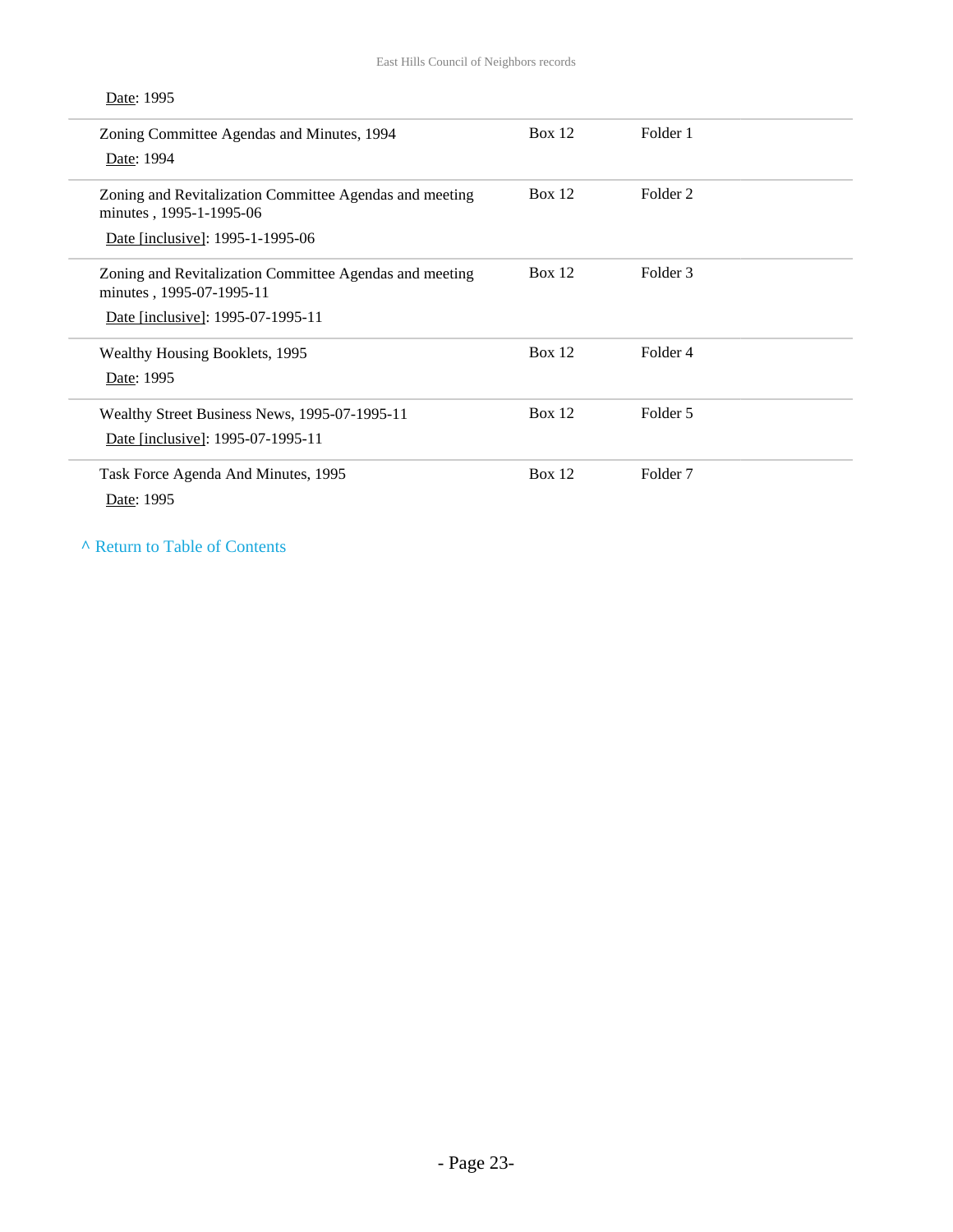Date: 1995

| | | |
|---|---|---|
| Zoning Committee Agendas and Minutes, 1994<br>Date: 1994 | Box 12 | Folder 1 |
| Zoning and Revitalization Committee Agendas and meeting minutes , 1995-1-1995-06<br>Date [inclusive]: 1995-1-1995-06 | Box 12 | Folder 2 |
| Zoning and Revitalization Committee Agendas and meeting minutes , 1995-07-1995-11<br>Date [inclusive]: 1995-07-1995-11 | Box 12 | Folder 3 |
| Wealthy Housing Booklets, 1995<br>Date: 1995 | Box 12 | Folder 4 |
| Wealthy Street Business News, 1995-07-1995-11<br>Date [inclusive]: 1995-07-1995-11 | Box 12 | Folder 5 |
| Task Force Agenda And Minutes, 1995<br>Date: 1995 | Box 12 | Folder 7 |

^ Return to Table of Contents